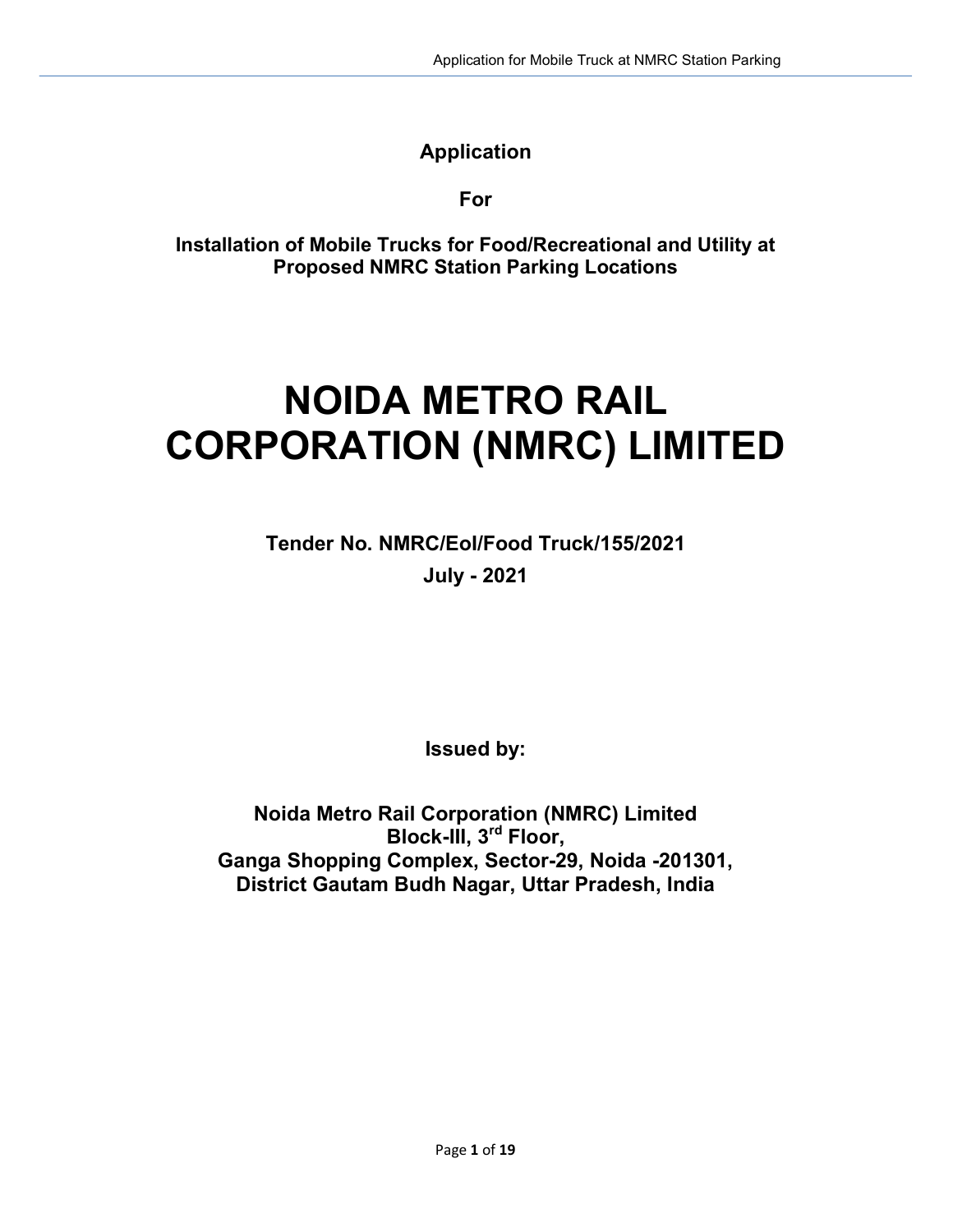**Application**

**For**

**Installation of Mobile Trucks for Food/Recreational and Utility at Proposed NMRC Station Parking Locations**

# NOIDA METRO RAIL CORPORATION (NMRC) LIMITED

**Tender No. NMRC/EoI/Food Truck/155/2021**

**July - 2021**

**Issued by:**

**Noida Metro Rail Corporation (NMRC) Limited**
**Block-III, 3rd Floor,**
**Ganga Shopping Complex, Sector-29, Noida -201301,**
**District Gautam Budh Nagar, Uttar Pradesh, India**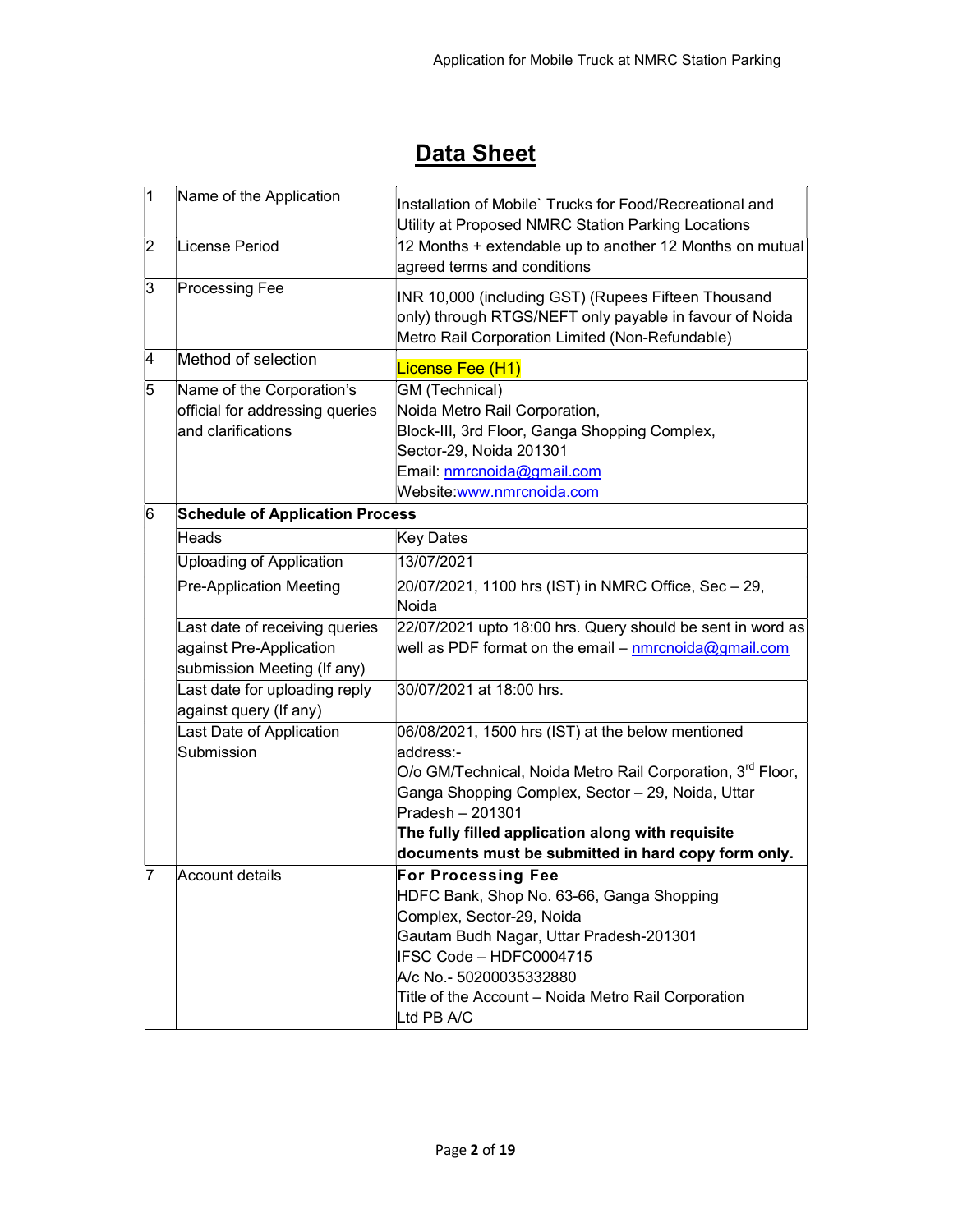# Data Sheet

| 1 | Name of the Application | Installation of Mobile` Trucks for Food/Recreational and Utility at Proposed NMRC Station Parking Locations |
|---|---|---|
| 2 | License Period | 12 Months + extendable up to another 12 Months on mutual agreed terms and conditions |
| 3 | Processing Fee | INR 10,000 (including GST) (Rupees Fifteen Thousand only) through RTGS/NEFT only payable in favour of Noida Metro Rail Corporation Limited (Non-Refundable) |
| 4 | Method of selection | License Fee (H1) |
| 5 | Name of the Corporation's official for addressing queries and clarifications | GM (Technical)<br>Noida Metro Rail Corporation,<br>Block-III, 3rd Floor, Ganga Shopping Complex,<br>Sector-29, Noida 201301<br>Email: nmrcnoida@gmail.com<br>Website:www.nmrcnoida.com |
| 6 | **Schedule of Application Process** | |
| | Heads | Key Dates |
| | Uploading of Application | 13/07/2021 |
| | Pre-Application Meeting | 20/07/2021, 1100 hrs (IST) in NMRC Office, Sec – 29, Noida |
| | Last date of receiving queries against Pre-Application submission Meeting (If any) | 22/07/2021 upto 18:00 hrs. Query should be sent in word as well as PDF format on the email – nmrcnoida@gmail.com |
| | Last date for uploading reply against query (If any) | 30/07/2021 at 18:00 hrs. |
| | Last Date of Application Submission | 06/08/2021, 1500 hrs (IST) at the below mentioned address:-<br>O/o GM/Technical, Noida Metro Rail Corporation, 3rd Floor, Ganga Shopping Complex, Sector – 29, Noida, Uttar Pradesh – 201301<br>**The fully filled application along with requisite documents must be submitted in hard copy form only.** |
| 7 | Account details | **For Processing Fee**<br>HDFC Bank, Shop No. 63-66, Ganga Shopping Complex, Sector-29, Noida<br>Gautam Budh Nagar, Uttar Pradesh-201301<br>IFSC Code – HDFC0004715<br>A/c No.- 50200035332880<br>Title of the Account – Noida Metro Rail Corporation Ltd PB A/C |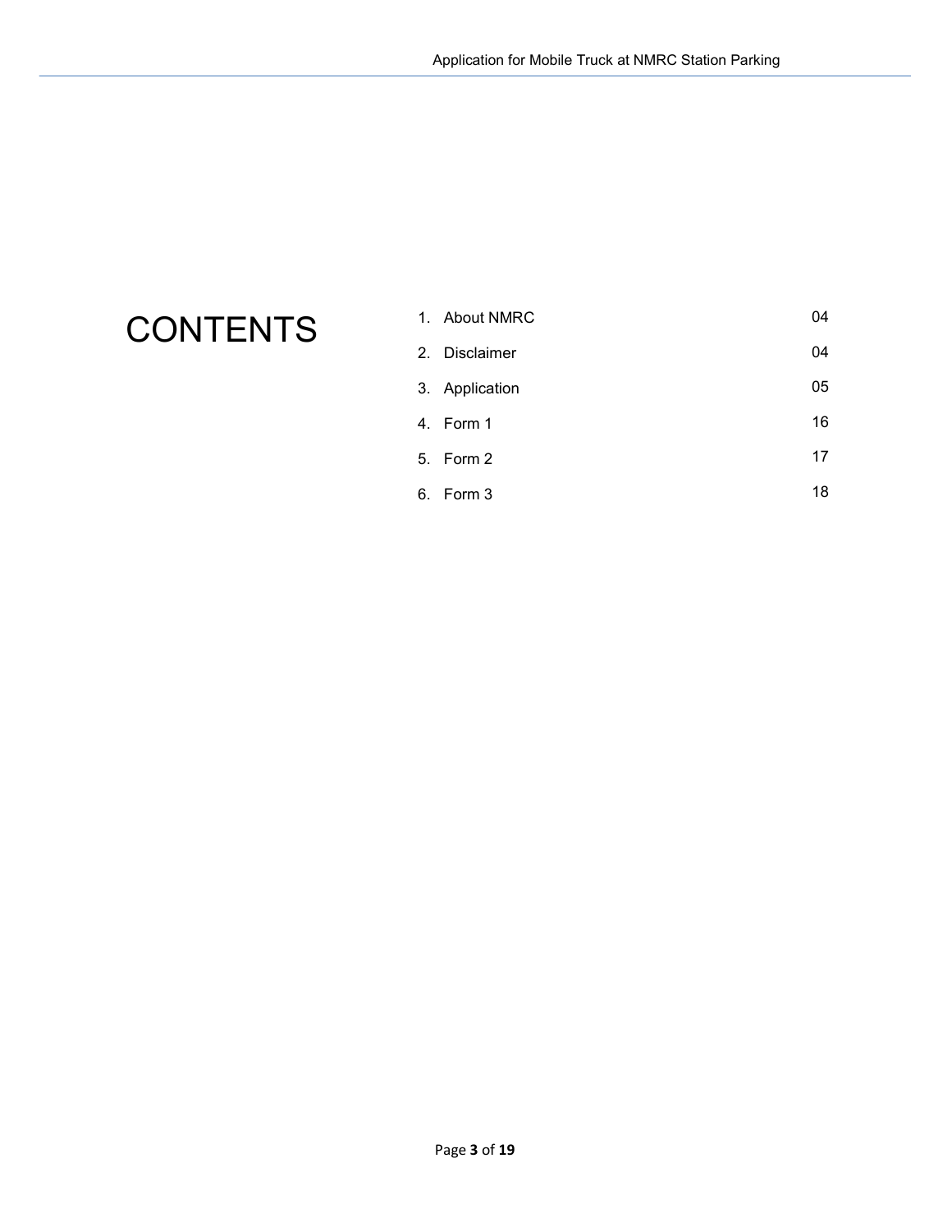# CONTENTS

| | | |
|---|---|---|
| 1. | About NMRC | 04 |
| 2. | Disclaimer | 04 |
| 3. | Application | 05 |
| 4. | Form 1 | 16 |
| 5. | Form 2 | 17 |
| 6. | Form 3 | 18 |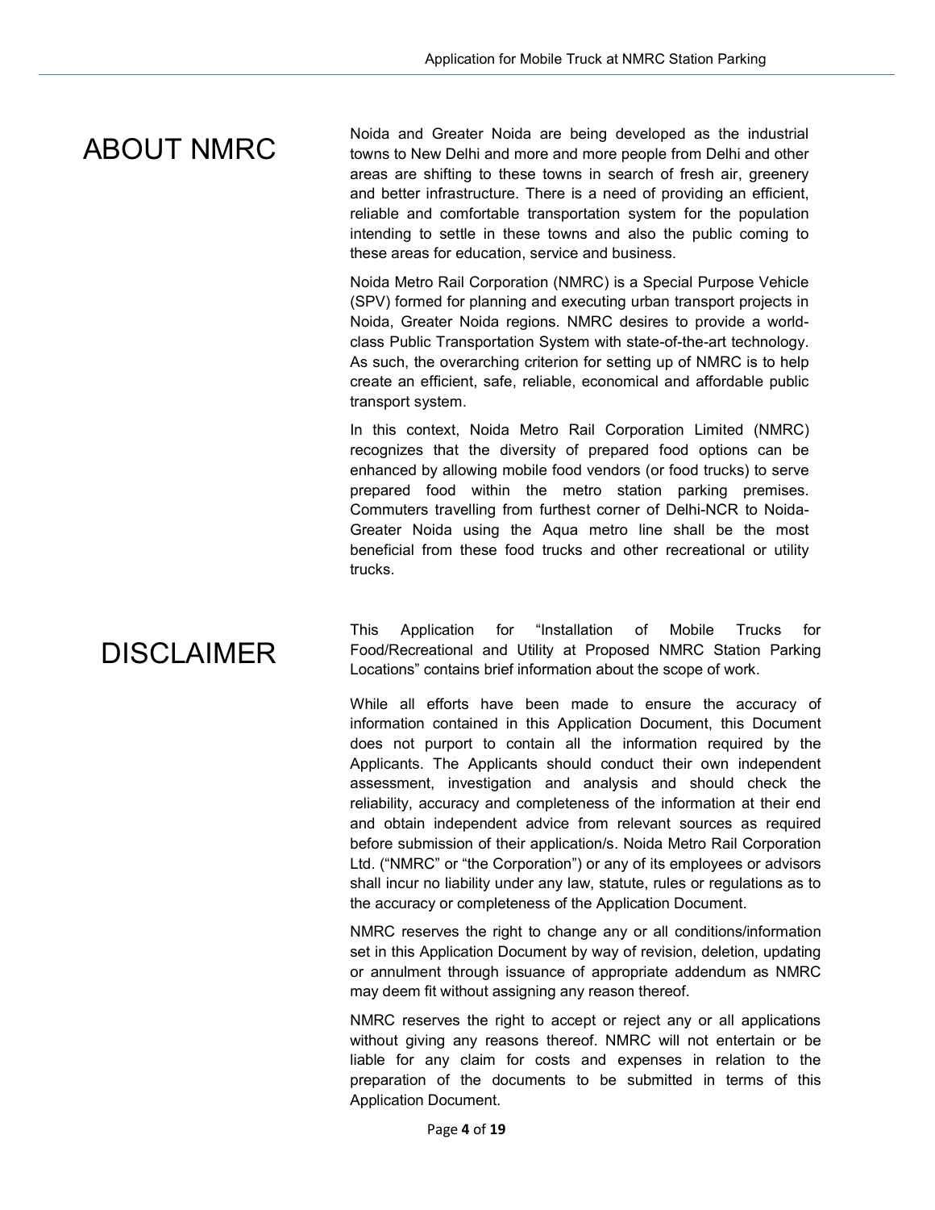# ABOUT NMRC

Noida and Greater Noida are being developed as the industrial towns to New Delhi and more and more people from Delhi and other areas are shifting to these towns in search of fresh air, greenery and better infrastructure. There is a need of providing an efficient, reliable and comfortable transportation system for the population intending to settle in these towns and also the public coming to these areas for education, service and business.

Noida Metro Rail Corporation (NMRC) is a Special Purpose Vehicle (SPV) formed for planning and executing urban transport projects in Noida, Greater Noida regions. NMRC desires to provide a world-class Public Transportation System with state-of-the-art technology. As such, the overarching criterion for setting up of NMRC is to help create an efficient, safe, reliable, economical and affordable public transport system.

In this context, Noida Metro Rail Corporation Limited (NMRC) recognizes that the diversity of prepared food options can be enhanced by allowing mobile food vendors (or food trucks) to serve prepared food within the metro station parking premises. Commuters travelling from furthest corner of Delhi-NCR to Noida-Greater Noida using the Aqua metro line shall be the most beneficial from these food trucks and other recreational or utility trucks.

# DISCLAIMER

This Application for "Installation of Mobile Trucks for Food/Recreational and Utility at Proposed NMRC Station Parking Locations" contains brief information about the scope of work.

While all efforts have been made to ensure the accuracy of information contained in this Application Document, this Document does not purport to contain all the information required by the Applicants. The Applicants should conduct their own independent assessment, investigation and analysis and should check the reliability, accuracy and completeness of the information at their end and obtain independent advice from relevant sources as required before submission of their application/s. Noida Metro Rail Corporation Ltd. ("NMRC" or "the Corporation") or any of its employees or advisors shall incur no liability under any law, statute, rules or regulations as to the accuracy or completeness of the Application Document.

NMRC reserves the right to change any or all conditions/information set in this Application Document by way of revision, deletion, updating or annulment through issuance of appropriate addendum as NMRC may deem fit without assigning any reason thereof.

NMRC reserves the right to accept or reject any or all applications without giving any reasons thereof. NMRC will not entertain or be liable for any claim for costs and expenses in relation to the preparation of the documents to be submitted in terms of this Application Document.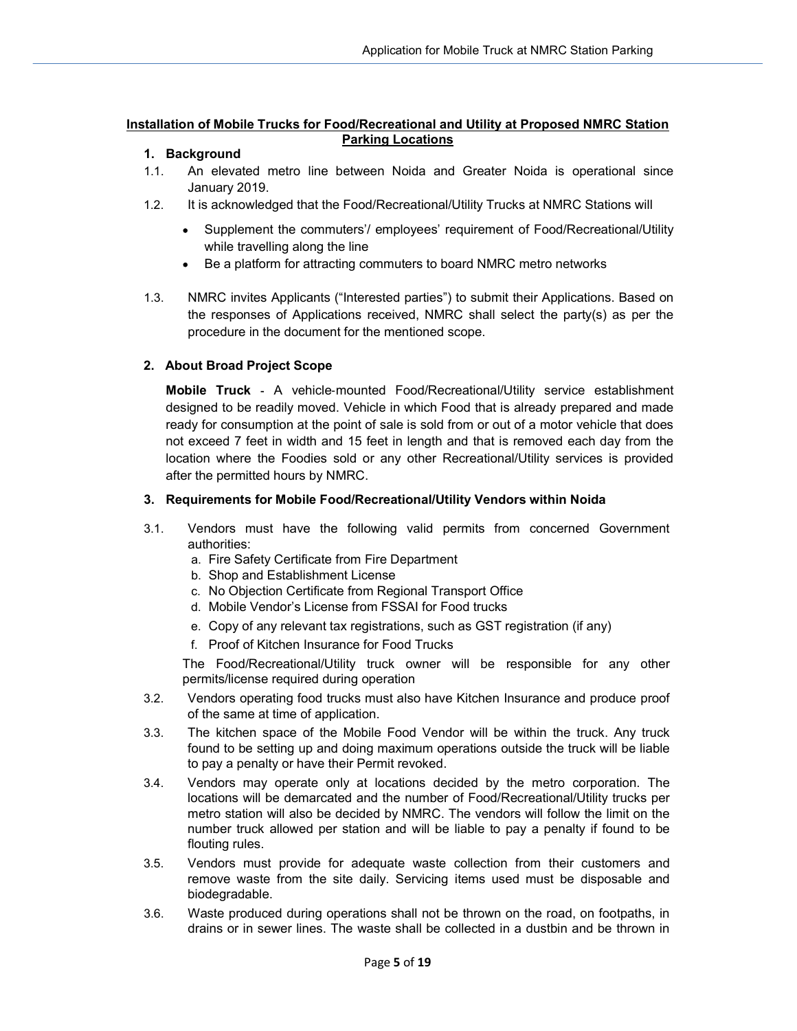**Installation of Mobile Trucks for Food/Recreational and Utility at Proposed NMRC Station Parking Locations**

## 1. Background

1.1. An elevated metro line between Noida and Greater Noida is operational since January 2019.

1.2. It is acknowledged that the Food/Recreational/Utility Trucks at NMRC Stations will

- Supplement the commuters'/ employees' requirement of Food/Recreational/Utility while travelling along the line
- Be a platform for attracting commuters to board NMRC metro networks

1.3. NMRC invites Applicants ("Interested parties") to submit their Applications. Based on the responses of Applications received, NMRC shall select the party(s) as per the procedure in the document for the mentioned scope.

## 2. About Broad Project Scope

**Mobile Truck** - A vehicle-mounted Food/Recreational/Utility service establishment designed to be readily moved. Vehicle in which Food that is already prepared and made ready for consumption at the point of sale is sold from or out of a motor vehicle that does not exceed 7 feet in width and 15 feet in length and that is removed each day from the location where the Foodies sold or any other Recreational/Utility services is provided after the permitted hours by NMRC.

## 3. Requirements for Mobile Food/Recreational/Utility Vendors within Noida

3.1. Vendors must have the following valid permits from concerned Government authorities:

a. Fire Safety Certificate from Fire Department
b. Shop and Establishment License
c. No Objection Certificate from Regional Transport Office
d. Mobile Vendor's License from FSSAI for Food trucks
e. Copy of any relevant tax registrations, such as GST registration (if any)
f. Proof of Kitchen Insurance for Food Trucks

The Food/Recreational/Utility truck owner will be responsible for any other permits/license required during operation

3.2. Vendors operating food trucks must also have Kitchen Insurance and produce proof of the same at time of application.

3.3. The kitchen space of the Mobile Food Vendor will be within the truck. Any truck found to be setting up and doing maximum operations outside the truck will be liable to pay a penalty or have their Permit revoked.

3.4. Vendors may operate only at locations decided by the metro corporation. The locations will be demarcated and the number of Food/Recreational/Utility trucks per metro station will also be decided by NMRC. The vendors will follow the limit on the number truck allowed per station and will be liable to pay a penalty if found to be flouting rules.

3.5. Vendors must provide for adequate waste collection from their customers and remove waste from the site daily. Servicing items used must be disposable and biodegradable.

3.6. Waste produced during operations shall not be thrown on the road, on footpaths, in drains or in sewer lines. The waste shall be collected in a dustbin and be thrown in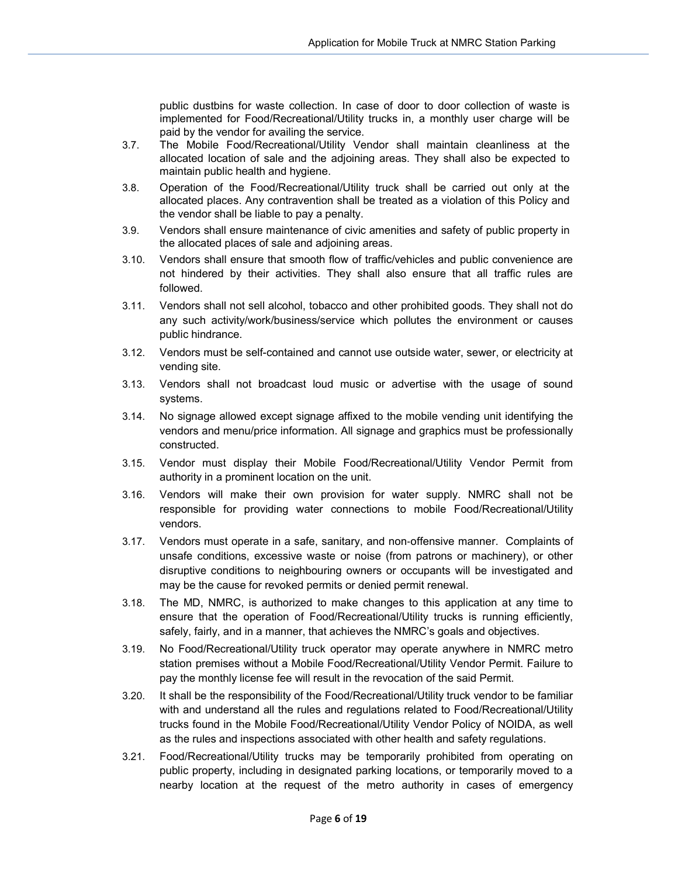public dustbins for waste collection. In case of door to door collection of waste is implemented for Food/Recreational/Utility trucks in, a monthly user charge will be paid by the vendor for availing the service.

3.7. The Mobile Food/Recreational/Utility Vendor shall maintain cleanliness at the allocated location of sale and the adjoining areas. They shall also be expected to maintain public health and hygiene.

3.8. Operation of the Food/Recreational/Utility truck shall be carried out only at the allocated places. Any contravention shall be treated as a violation of this Policy and the vendor shall be liable to pay a penalty.

3.9. Vendors shall ensure maintenance of civic amenities and safety of public property in the allocated places of sale and adjoining areas.

3.10. Vendors shall ensure that smooth flow of traffic/vehicles and public convenience are not hindered by their activities. They shall also ensure that all traffic rules are followed.

3.11. Vendors shall not sell alcohol, tobacco and other prohibited goods. They shall not do any such activity/work/business/service which pollutes the environment or causes public hindrance.

3.12. Vendors must be self-contained and cannot use outside water, sewer, or electricity at vending site.

3.13. Vendors shall not broadcast loud music or advertise with the usage of sound systems.

3.14. No signage allowed except signage affixed to the mobile vending unit identifying the vendors and menu/price information. All signage and graphics must be professionally constructed.

3.15. Vendor must display their Mobile Food/Recreational/Utility Vendor Permit from authority in a prominent location on the unit.

3.16. Vendors will make their own provision for water supply. NMRC shall not be responsible for providing water connections to mobile Food/Recreational/Utility vendors.

3.17. Vendors must operate in a safe, sanitary, and non-offensive manner. Complaints of unsafe conditions, excessive waste or noise (from patrons or machinery), or other disruptive conditions to neighbouring owners or occupants will be investigated and may be the cause for revoked permits or denied permit renewal.

3.18. The MD, NMRC, is authorized to make changes to this application at any time to ensure that the operation of Food/Recreational/Utility trucks is running efficiently, safely, fairly, and in a manner, that achieves the NMRC's goals and objectives.

3.19. No Food/Recreational/Utility truck operator may operate anywhere in NMRC metro station premises without a Mobile Food/Recreational/Utility Vendor Permit. Failure to pay the monthly license fee will result in the revocation of the said Permit.

3.20. It shall be the responsibility of the Food/Recreational/Utility truck vendor to be familiar with and understand all the rules and regulations related to Food/Recreational/Utility trucks found in the Mobile Food/Recreational/Utility Vendor Policy of NOIDA, as well as the rules and inspections associated with other health and safety regulations.

3.21. Food/Recreational/Utility trucks may be temporarily prohibited from operating on public property, including in designated parking locations, or temporarily moved to a nearby location at the request of the metro authority in cases of emergency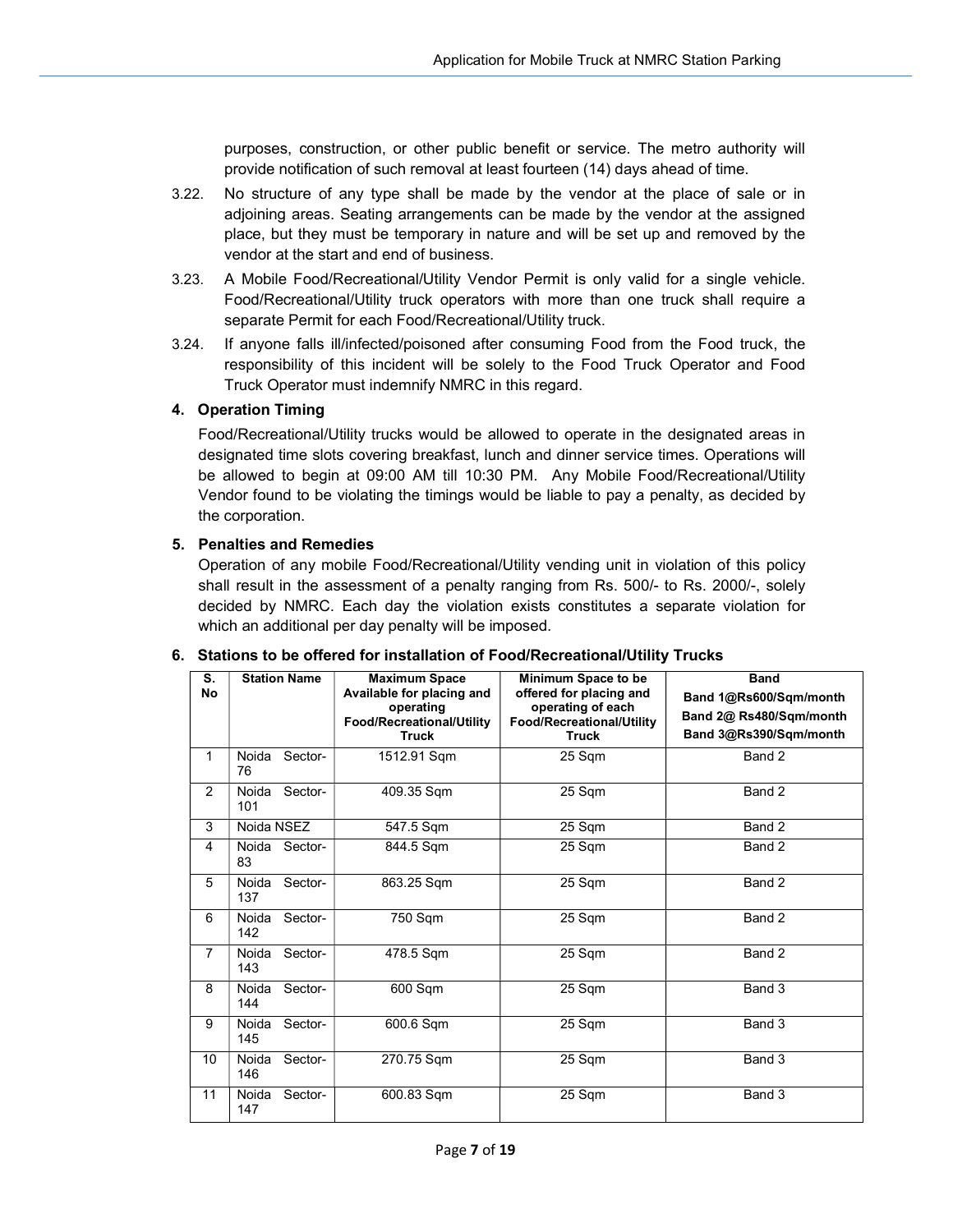purposes, construction, or other public benefit or service. The metro authority will provide notification of such removal at least fourteen (14) days ahead of time.

3.22. No structure of any type shall be made by the vendor at the place of sale or in adjoining areas. Seating arrangements can be made by the vendor at the assigned place, but they must be temporary in nature and will be set up and removed by the vendor at the start and end of business.

3.23. A Mobile Food/Recreational/Utility Vendor Permit is only valid for a single vehicle. Food/Recreational/Utility truck operators with more than one truck shall require a separate Permit for each Food/Recreational/Utility truck.

3.24. If anyone falls ill/infected/poisoned after consuming Food from the Food truck, the responsibility of this incident will be solely to the Food Truck Operator and Food Truck Operator must indemnify NMRC in this regard.

## 4. Operation Timing

Food/Recreational/Utility trucks would be allowed to operate in the designated areas in designated time slots covering breakfast, lunch and dinner service times. Operations will be allowed to begin at 09:00 AM till 10:30 PM. Any Mobile Food/Recreational/Utility Vendor found to be violating the timings would be liable to pay a penalty, as decided by the corporation.

## 5. Penalties and Remedies

Operation of any mobile Food/Recreational/Utility vending unit in violation of this policy shall result in the assessment of a penalty ranging from Rs. 500/- to Rs. 2000/-, solely decided by NMRC. Each day the violation exists constitutes a separate violation for which an additional per day penalty will be imposed.

## 6. Stations to be offered for installation of Food/Recreational/Utility Trucks

| S. No | Station Name | Maximum Space Available for placing and operating Food/Recreational/Utility Truck | Minimum Space to be offered for placing and operating of each Food/Recreational/Utility Truck | Band<br>Band 1@Rs600/Sqm/month<br>Band 2@ Rs480/Sqm/month<br>Band 3@Rs390/Sqm/month |
|---|---|---|---|---|
| 1 | Noida Sector-76 | 1512.91 Sqm | 25 Sqm | Band 2 |
| 2 | Noida Sector-101 | 409.35 Sqm | 25 Sqm | Band 2 |
| 3 | Noida NSEZ | 547.5 Sqm | 25 Sqm | Band 2 |
| 4 | Noida Sector-83 | 844.5 Sqm | 25 Sqm | Band 2 |
| 5 | Noida Sector-137 | 863.25 Sqm | 25 Sqm | Band 2 |
| 6 | Noida Sector-142 | 750 Sqm | 25 Sqm | Band 2 |
| 7 | Noida Sector-143 | 478.5 Sqm | 25 Sqm | Band 2 |
| 8 | Noida Sector-144 | 600 Sqm | 25 Sqm | Band 3 |
| 9 | Noida Sector-145 | 600.6 Sqm | 25 Sqm | Band 3 |
| 10 | Noida Sector-146 | 270.75 Sqm | 25 Sqm | Band 3 |
| 11 | Noida Sector-147 | 600.83 Sqm | 25 Sqm | Band 3 |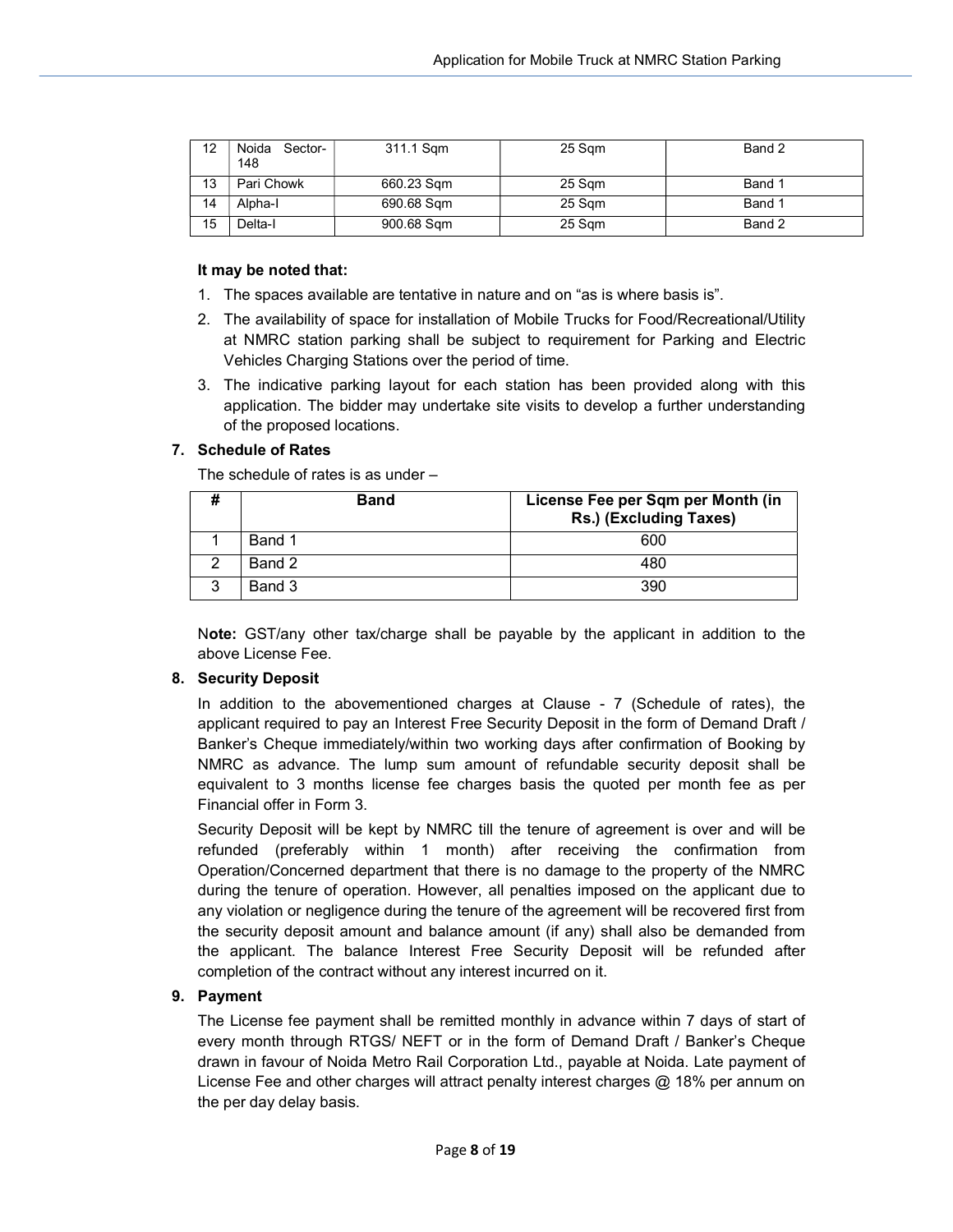| 12 | Noida Sector-148 | 311.1 Sqm | 25 Sqm | Band 2 |
|---|---|---|---|---|
| 13 | Pari Chowk | 660.23 Sqm | 25 Sqm | Band 1 |
| 14 | Alpha-I | 690.68 Sqm | 25 Sqm | Band 1 |
| 15 | Delta-I | 900.68 Sqm | 25 Sqm | Band 2 |

**It may be noted that:**

1. The spaces available are tentative in nature and on "as is where basis is".
2. The availability of space for installation of Mobile Trucks for Food/Recreational/Utility at NMRC station parking shall be subject to requirement for Parking and Electric Vehicles Charging Stations over the period of time.
3. The indicative parking layout for each station has been provided along with this application. The bidder may undertake site visits to develop a further understanding of the proposed locations.

**7. Schedule of Rates**

The schedule of rates is as under –

| # | Band | License Fee per Sqm per Month (in Rs.) (Excluding Taxes) |
|---|---|---|
| 1 | Band 1 | 600 |
| 2 | Band 2 | 480 |
| 3 | Band 3 | 390 |

N**ote:** GST/any other tax/charge shall be payable by the applicant in addition to the above License Fee.

**8. Security Deposit**

In addition to the abovementioned charges at Clause - 7 (Schedule of rates), the applicant required to pay an Interest Free Security Deposit in the form of Demand Draft / Banker's Cheque immediately/within two working days after confirmation of Booking by NMRC as advance. The lump sum amount of refundable security deposit shall be equivalent to 3 months license fee charges basis the quoted per month fee as per Financial offer in Form 3.

Security Deposit will be kept by NMRC till the tenure of agreement is over and will be refunded (preferably within 1 month) after receiving the confirmation from Operation/Concerned department that there is no damage to the property of the NMRC during the tenure of operation. However, all penalties imposed on the applicant due to any violation or negligence during the tenure of the agreement will be recovered first from the security deposit amount and balance amount (if any) shall also be demanded from the applicant. The balance Interest Free Security Deposit will be refunded after completion of the contract without any interest incurred on it.

**9. Payment**

The License fee payment shall be remitted monthly in advance within 7 days of start of every month through RTGS/ NEFT or in the form of Demand Draft / Banker's Cheque drawn in favour of Noida Metro Rail Corporation Ltd., payable at Noida. Late payment of License Fee and other charges will attract penalty interest charges @ 18% per annum on the per day delay basis.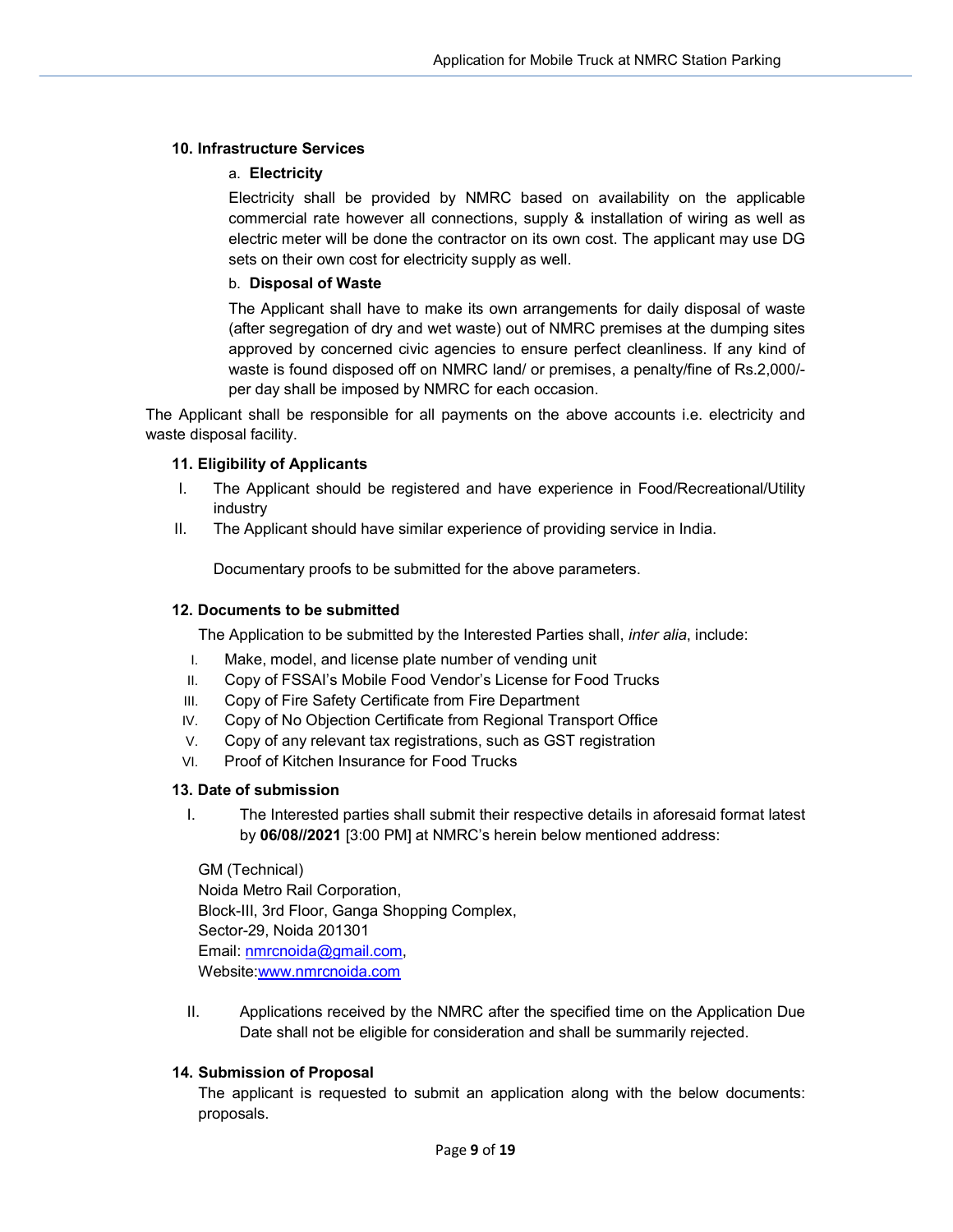**10. Infrastructure Services**

a. **Electricity**

Electricity shall be provided by NMRC based on availability on the applicable commercial rate however all connections, supply & installation of wiring as well as electric meter will be done the contractor on its own cost. The applicant may use DG sets on their own cost for electricity supply as well.

b. **Disposal of Waste**

The Applicant shall have to make its own arrangements for daily disposal of waste (after segregation of dry and wet waste) out of NMRC premises at the dumping sites approved by concerned civic agencies to ensure perfect cleanliness. If any kind of waste is found disposed off on NMRC land/ or premises, a penalty/fine of Rs.2,000/- per day shall be imposed by NMRC for each occasion.

The Applicant shall be responsible for all payments on the above accounts i.e. electricity and waste disposal facility.

**11. Eligibility of Applicants**

I. The Applicant should be registered and have experience in Food/Recreational/Utility industry

II. The Applicant should have similar experience of providing service in India.

Documentary proofs to be submitted for the above parameters.

**12. Documents to be submitted**

The Application to be submitted by the Interested Parties shall, *inter alia*, include:

I. Make, model, and license plate number of vending unit
II. Copy of FSSAI's Mobile Food Vendor's License for Food Trucks
III. Copy of Fire Safety Certificate from Fire Department
IV. Copy of No Objection Certificate from Regional Transport Office
V. Copy of any relevant tax registrations, such as GST registration
VI. Proof of Kitchen Insurance for Food Trucks

**13. Date of submission**

I. The Interested parties shall submit their respective details in aforesaid format latest by **06/08//2021** [3:00 PM] at NMRC's herein below mentioned address:

GM (Technical)
Noida Metro Rail Corporation,
Block-III, 3rd Floor, Ganga Shopping Complex,
Sector-29, Noida 201301
Email: nmrcnoida@gmail.com,
Website:www.nmrcnoida.com

II. Applications received by the NMRC after the specified time on the Application Due Date shall not be eligible for consideration and shall be summarily rejected.

**14. Submission of Proposal**

The applicant is requested to submit an application along with the below documents: proposals.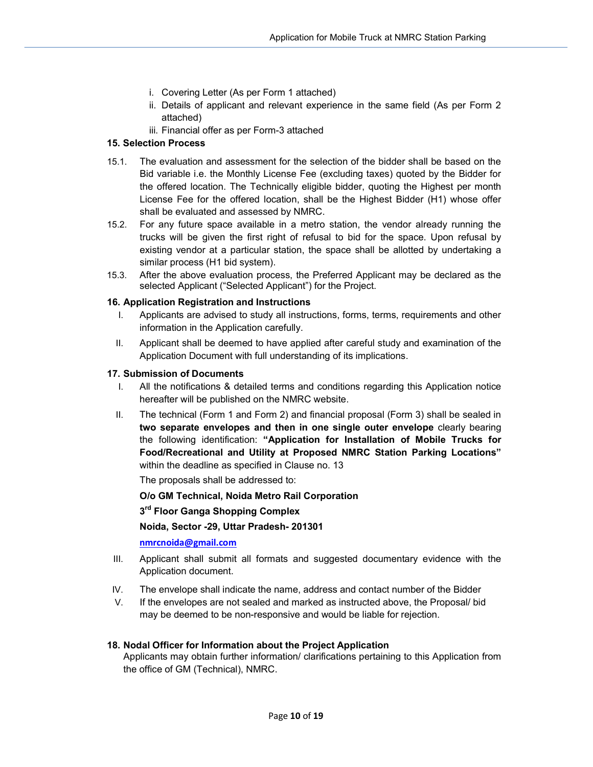i. Covering Letter (As per Form 1 attached)
ii. Details of applicant and relevant experience in the same field (As per Form 2 attached)
iii. Financial offer as per Form-3 attached

## 15. Selection Process

15.1. The evaluation and assessment for the selection of the bidder shall be based on the Bid variable i.e. the Monthly License Fee (excluding taxes) quoted by the Bidder for the offered location. The Technically eligible bidder, quoting the Highest per month License Fee for the offered location, shall be the Highest Bidder (H1) whose offer shall be evaluated and assessed by NMRC.

15.2. For any future space available in a metro station, the vendor already running the trucks will be given the first right of refusal to bid for the space. Upon refusal by existing vendor at a particular station, the space shall be allotted by undertaking a similar process (H1 bid system).

15.3. After the above evaluation process, the Preferred Applicant may be declared as the selected Applicant ("Selected Applicant") for the Project.

## 16. Application Registration and Instructions

I. Applicants are advised to study all instructions, forms, terms, requirements and other information in the Application carefully.

II. Applicant shall be deemed to have applied after careful study and examination of the Application Document with full understanding of its implications.

## 17. Submission of Documents

I. All the notifications & detailed terms and conditions regarding this Application notice hereafter will be published on the NMRC website.

II. The technical (Form 1 and Form 2) and financial proposal (Form 3) shall be sealed in **two separate envelopes and then in one single outer envelope** clearly bearing the following identification: **"Application for Installation of Mobile Trucks for Food/Recreational and Utility at Proposed NMRC Station Parking Locations"** within the deadline as specified in Clause no. 13

The proposals shall be addressed to:

**O/o GM Technical, Noida Metro Rail Corporation**

**3rd Floor Ganga Shopping Complex**

**Noida, Sector -29, Uttar Pradesh- 201301**

**nmrcnoida@gmail.com**

III. Applicant shall submit all formats and suggested documentary evidence with the Application document.

IV. The envelope shall indicate the name, address and contact number of the Bidder

V. If the envelopes are not sealed and marked as instructed above, the Proposal/ bid may be deemed to be non-responsive and would be liable for rejection.

## 18. Nodal Officer for Information about the Project Application

Applicants may obtain further information/ clarifications pertaining to this Application from the office of GM (Technical), NMRC.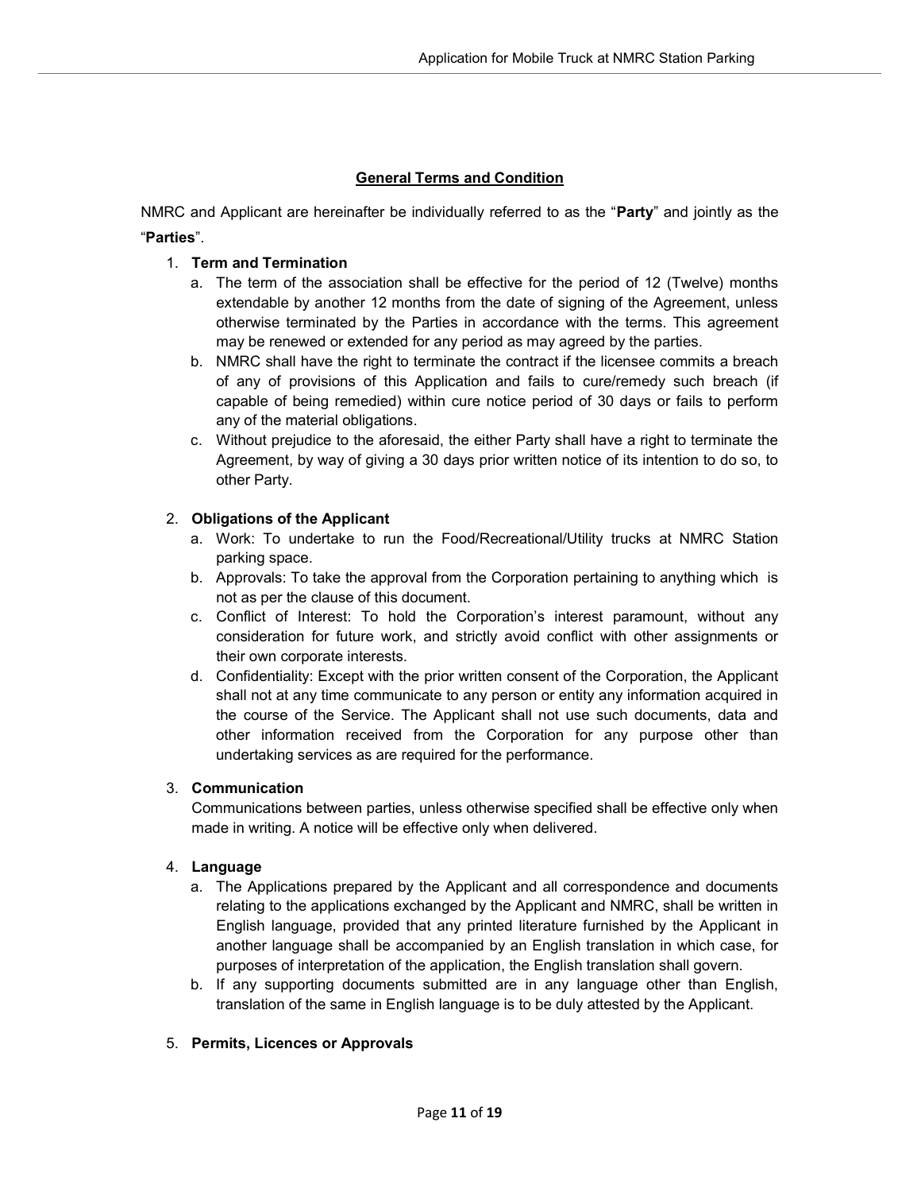## General Terms and Condition

NMRC and Applicant are hereinafter be individually referred to as the "**Party**" and jointly as the "**Parties**".

1. **Term and Termination**
   a. The term of the association shall be effective for the period of 12 (Twelve) months extendable by another 12 months from the date of signing of the Agreement, unless otherwise terminated by the Parties in accordance with the terms. This agreement may be renewed or extended for any period as may agreed by the parties.
   b. NMRC shall have the right to terminate the contract if the licensee commits a breach of any of provisions of this Application and fails to cure/remedy such breach (if capable of being remedied) within cure notice period of 30 days or fails to perform any of the material obligations.
   c. Without prejudice to the aforesaid, the either Party shall have a right to terminate the Agreement, by way of giving a 30 days prior written notice of its intention to do so, to other Party.

2. **Obligations of the Applicant**
   a. Work: To undertake to run the Food/Recreational/Utility trucks at NMRC Station parking space.
   b. Approvals: To take the approval from the Corporation pertaining to anything which is not as per the clause of this document.
   c. Conflict of Interest: To hold the Corporation's interest paramount, without any consideration for future work, and strictly avoid conflict with other assignments or their own corporate interests.
   d. Confidentiality: Except with the prior written consent of the Corporation, the Applicant shall not at any time communicate to any person or entity any information acquired in the course of the Service. The Applicant shall not use such documents, data and other information received from the Corporation for any purpose other than undertaking services as are required for the performance.

3. **Communication**

   Communications between parties, unless otherwise specified shall be effective only when made in writing. A notice will be effective only when delivered.

4. **Language**
   a. The Applications prepared by the Applicant and all correspondence and documents relating to the applications exchanged by the Applicant and NMRC, shall be written in English language, provided that any printed literature furnished by the Applicant in another language shall be accompanied by an English translation in which case, for purposes of interpretation of the application, the English translation shall govern.
   b. If any supporting documents submitted are in any language other than English, translation of the same in English language is to be duly attested by the Applicant.

5. **Permits, Licences or Approvals**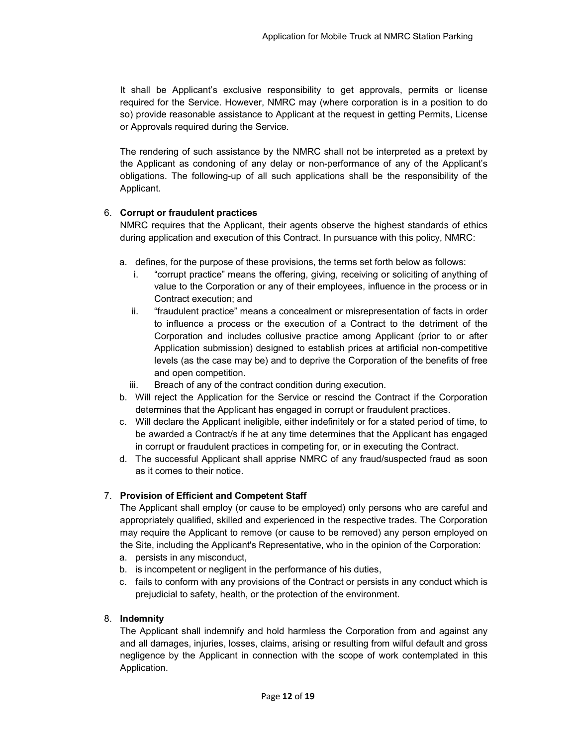It shall be Applicant's exclusive responsibility to get approvals, permits or license required for the Service. However, NMRC may (where corporation is in a position to do so) provide reasonable assistance to Applicant at the request in getting Permits, License or Approvals required during the Service.

The rendering of such assistance by the NMRC shall not be interpreted as a pretext by the Applicant as condoning of any delay or non-performance of any of the Applicant's obligations. The following-up of all such applications shall be the responsibility of the Applicant.

6. **Corrupt or fraudulent practices**

   NMRC requires that the Applicant, their agents observe the highest standards of ethics during application and execution of this Contract. In pursuance with this policy, NMRC:

   a. defines, for the purpose of these provisions, the terms set forth below as follows:
      i. "corrupt practice" means the offering, giving, receiving or soliciting of anything of value to the Corporation or any of their employees, influence in the process or in Contract execution; and
      ii. "fraudulent practice" means a concealment or misrepresentation of facts in order to influence a process or the execution of a Contract to the detriment of the Corporation and includes collusive practice among Applicant (prior to or after Application submission) designed to establish prices at artificial non-competitive levels (as the case may be) and to deprive the Corporation of the benefits of free and open competition.
      iii. Breach of any of the contract condition during execution.
   b. Will reject the Application for the Service or rescind the Contract if the Corporation determines that the Applicant has engaged in corrupt or fraudulent practices.
   c. Will declare the Applicant ineligible, either indefinitely or for a stated period of time, to be awarded a Contract/s if he at any time determines that the Applicant has engaged in corrupt or fraudulent practices in competing for, or in executing the Contract.
   d. The successful Applicant shall apprise NMRC of any fraud/suspected fraud as soon as it comes to their notice.

7. **Provision of Efficient and Competent Staff**

   The Applicant shall employ (or cause to be employed) only persons who are careful and appropriately qualified, skilled and experienced in the respective trades. The Corporation may require the Applicant to remove (or cause to be removed) any person employed on the Site, including the Applicant's Representative, who in the opinion of the Corporation:

   a. persists in any misconduct,
   b. is incompetent or negligent in the performance of his duties,
   c. fails to conform with any provisions of the Contract or persists in any conduct which is prejudicial to safety, health, or the protection of the environment.

8. **Indemnity**

   The Applicant shall indemnify and hold harmless the Corporation from and against any and all damages, injuries, losses, claims, arising or resulting from wilful default and gross negligence by the Applicant in connection with the scope of work contemplated in this Application.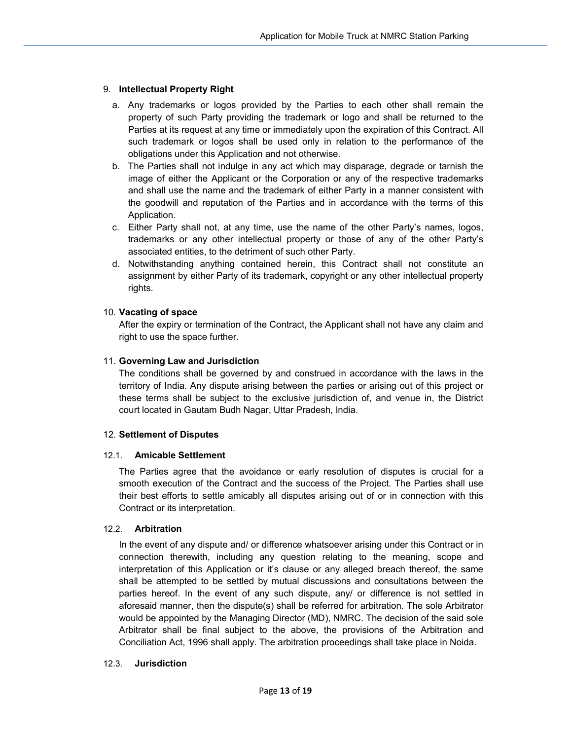9. **Intellectual Property Right**

   a. Any trademarks or logos provided by the Parties to each other shall remain the property of such Party providing the trademark or logo and shall be returned to the Parties at its request at any time or immediately upon the expiration of this Contract. All such trademark or logos shall be used only in relation to the performance of the obligations under this Application and not otherwise.

   b. The Parties shall not indulge in any act which may disparage, degrade or tarnish the image of either the Applicant or the Corporation or any of the respective trademarks and shall use the name and the trademark of either Party in a manner consistent with the goodwill and reputation of the Parties and in accordance with the terms of this Application.

   c. Either Party shall not, at any time, use the name of the other Party's names, logos, trademarks or any other intellectual property or those of any of the other Party's associated entities, to the detriment of such other Party.

   d. Notwithstanding anything contained herein, this Contract shall not constitute an assignment by either Party of its trademark, copyright or any other intellectual property rights.

10. **Vacating of space**

    After the expiry or termination of the Contract, the Applicant shall not have any claim and right to use the space further.

11. **Governing Law and Jurisdiction**

    The conditions shall be governed by and construed in accordance with the laws in the territory of India. Any dispute arising between the parties or arising out of this project or these terms shall be subject to the exclusive jurisdiction of, and venue in, the District court located in Gautam Budh Nagar, Uttar Pradesh, India.

12. **Settlement of Disputes**

12.1. **Amicable Settlement**

The Parties agree that the avoidance or early resolution of disputes is crucial for a smooth execution of the Contract and the success of the Project. The Parties shall use their best efforts to settle amicably all disputes arising out of or in connection with this Contract or its interpretation.

12.2. **Arbitration**

In the event of any dispute and/ or difference whatsoever arising under this Contract or in connection therewith, including any question relating to the meaning, scope and interpretation of this Application or it's clause or any alleged breach thereof, the same shall be attempted to be settled by mutual discussions and consultations between the parties hereof. In the event of any such dispute, any/ or difference is not settled in aforesaid manner, then the dispute(s) shall be referred for arbitration. The sole Arbitrator would be appointed by the Managing Director (MD), NMRC. The decision of the said sole Arbitrator shall be final subject to the above, the provisions of the Arbitration and Conciliation Act, 1996 shall apply. The arbitration proceedings shall take place in Noida.

12.3. **Jurisdiction**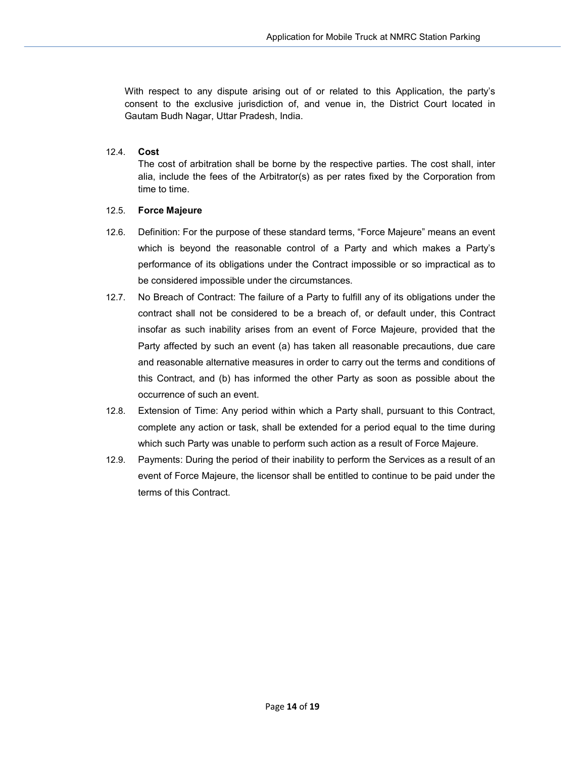With respect to any dispute arising out of or related to this Application, the party's consent to the exclusive jurisdiction of, and venue in, the District Court located in Gautam Budh Nagar, Uttar Pradesh, India.

12.4. **Cost**

The cost of arbitration shall be borne by the respective parties. The cost shall, inter alia, include the fees of the Arbitrator(s) as per rates fixed by the Corporation from time to time.

12.5. **Force Majeure**

12.6. Definition: For the purpose of these standard terms, "Force Majeure" means an event which is beyond the reasonable control of a Party and which makes a Party's performance of its obligations under the Contract impossible or so impractical as to be considered impossible under the circumstances.

12.7. No Breach of Contract: The failure of a Party to fulfill any of its obligations under the contract shall not be considered to be a breach of, or default under, this Contract insofar as such inability arises from an event of Force Majeure, provided that the Party affected by such an event (a) has taken all reasonable precautions, due care and reasonable alternative measures in order to carry out the terms and conditions of this Contract, and (b) has informed the other Party as soon as possible about the occurrence of such an event.

12.8. Extension of Time: Any period within which a Party shall, pursuant to this Contract, complete any action or task, shall be extended for a period equal to the time during which such Party was unable to perform such action as a result of Force Majeure.

12.9. Payments: During the period of their inability to perform the Services as a result of an event of Force Majeure, the licensor shall be entitled to continue to be paid under the terms of this Contract.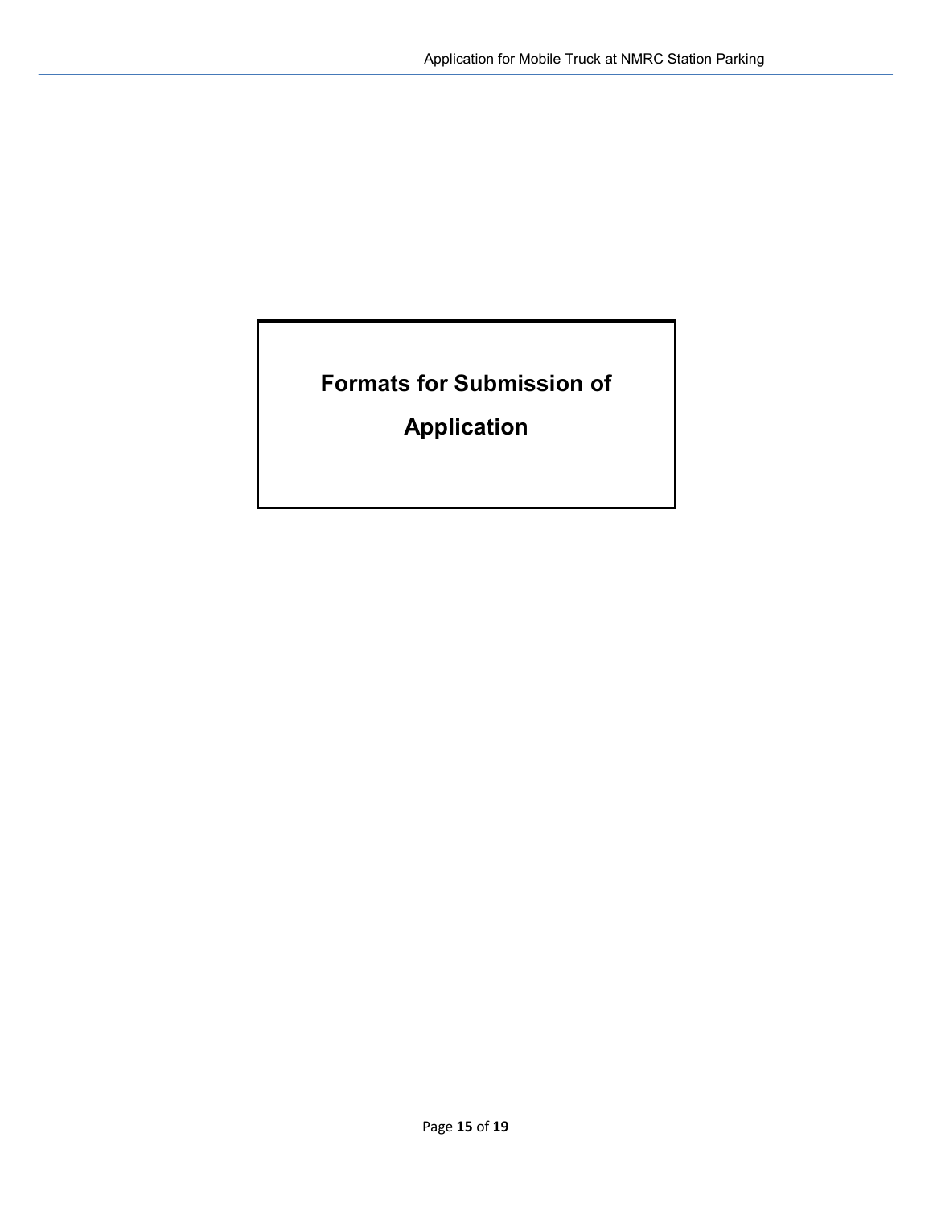# Formats for Submission of Application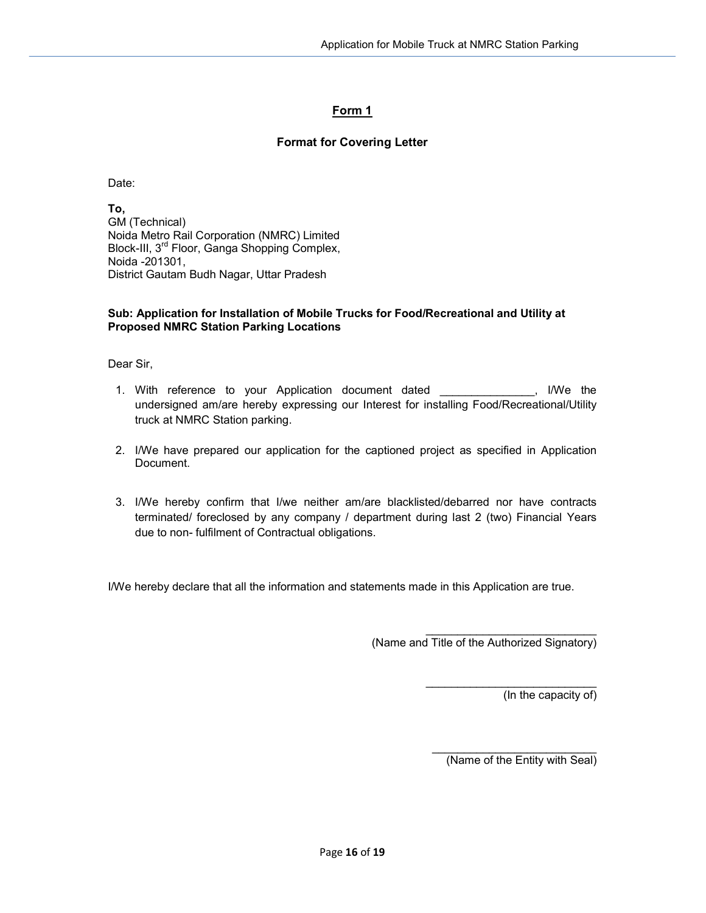## Form 1

### Format for Covering Letter

Date:

**To,**
GM (Technical)
Noida Metro Rail Corporation (NMRC) Limited
Block-III, 3rd Floor, Ganga Shopping Complex,
Noida -201301,
District Gautam Budh Nagar, Uttar Pradesh

**Sub: Application for Installation of Mobile Trucks for Food/Recreational and Utility at Proposed NMRC Station Parking Locations**

Dear Sir,

1. With reference to your Application document dated _______________, I/We the undersigned am/are hereby expressing our Interest for installing Food/Recreational/Utility truck at NMRC Station parking.

2. I/We have prepared our application for the captioned project as specified in Application Document.

3. I/We hereby confirm that I/we neither am/are blacklisted/debarred nor have contracts terminated/ foreclosed by any company / department during last 2 (two) Financial Years due to non- fulfilment of Contractual obligations.

I/We hereby declare that all the information and statements made in this Application are true.

___________________________
(Name and Title of the Authorized Signatory)

___________________________
(In the capacity of)

___________________________
(Name of the Entity with Seal)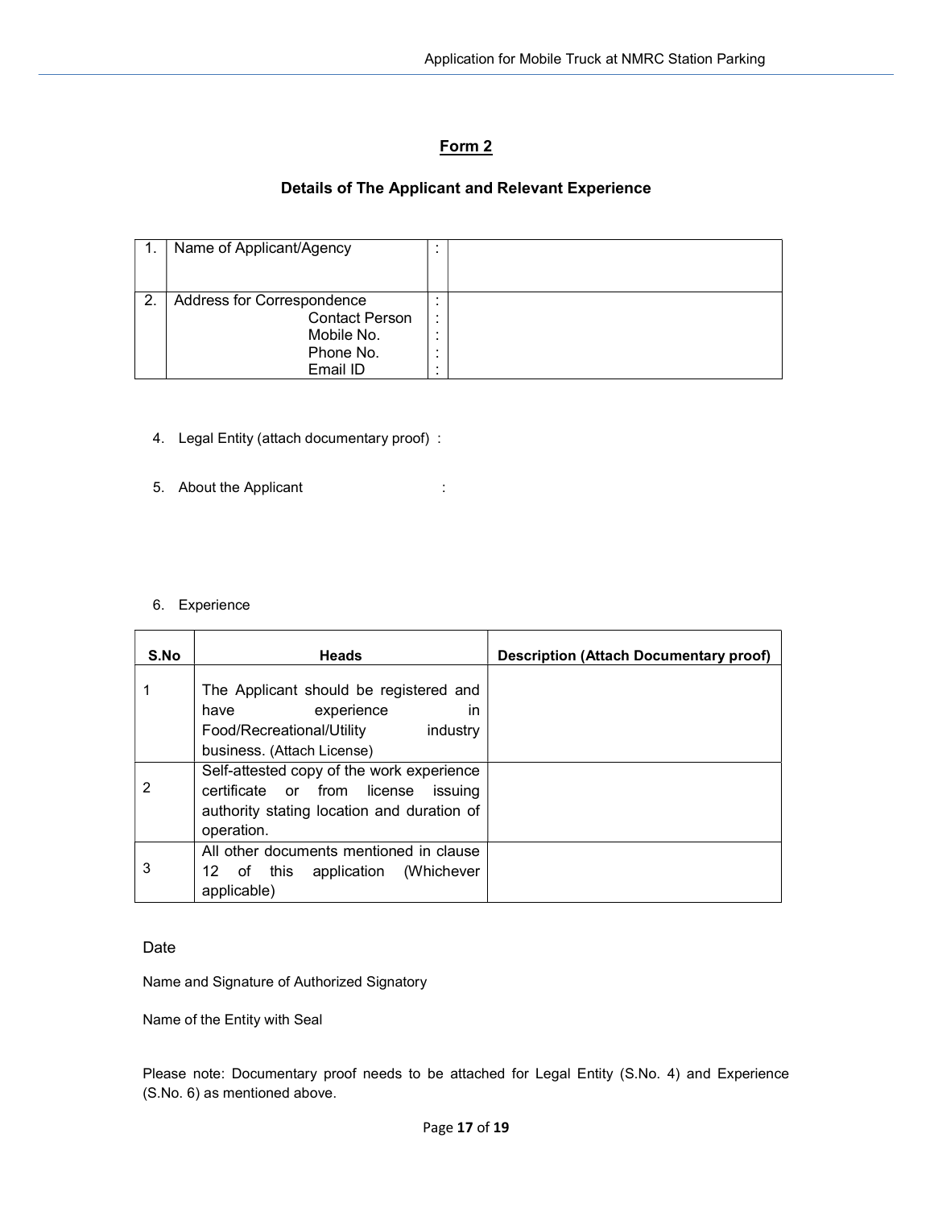## Form 2

### Details of The Applicant and Relevant Experience

| | | | |
|---|---|---|---|
| 1. | Name of Applicant/Agency | : | |
| 2. | Address for Correspondence<br>Contact Person<br>Mobile No.<br>Phone No.<br>Email ID | :<br>:<br>:<br>:<br>: | |

4. Legal Entity (attach documentary proof) :

5. About the Applicant :

6. Experience

| S.No | Heads | Description (Attach Documentary proof) |
|---|---|---|
| 1 | The Applicant should be registered and have experience in Food/Recreational/Utility industry business. (Attach License) | |
| 2 | Self-attested copy of the work experience certificate or from license issuing authority stating location and duration of operation. | |
| 3 | All other documents mentioned in clause 12 of this application (Whichever applicable) | |

Date

Name and Signature of Authorized Signatory

Name of the Entity with Seal

Please note: Documentary proof needs to be attached for Legal Entity (S.No. 4) and Experience (S.No. 6) as mentioned above.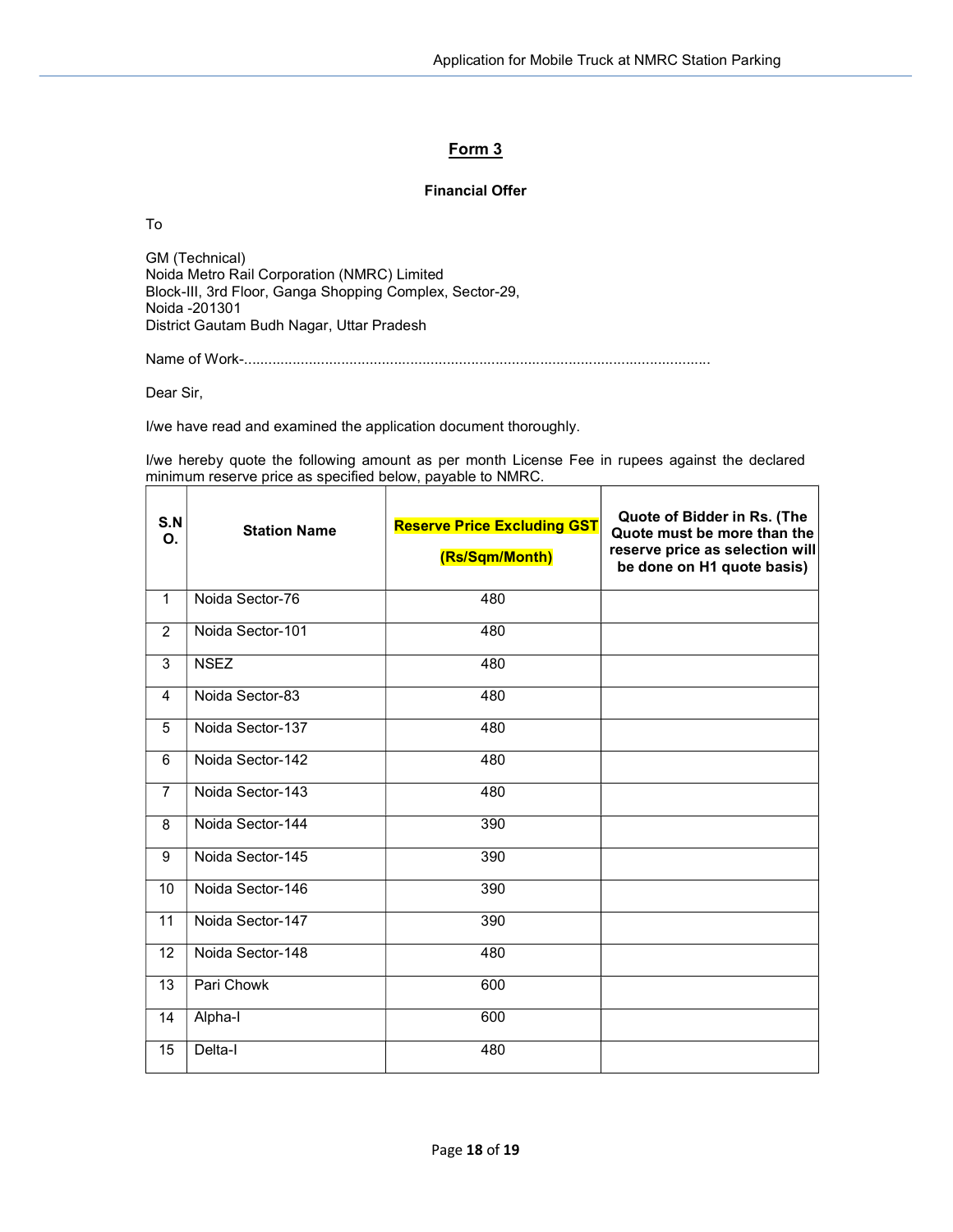## Form 3

**Financial Offer**

To

GM (Technical)
Noida Metro Rail Corporation (NMRC) Limited
Block-III, 3rd Floor, Ganga Shopping Complex, Sector-29,
Noida -201301
District Gautam Budh Nagar, Uttar Pradesh

Name of Work-..................................................................................................................

Dear Sir,

I/we have read and examined the application document thoroughly.

I/we hereby quote the following amount as per month License Fee in rupees against the declared minimum reserve price as specified below, payable to NMRC.

| S.NO. | Station Name | Reserve Price Excluding GST (Rs/Sqm/Month) | Quote of Bidder in Rs. (The Quote must be more than the reserve price as selection will be done on H1 quote basis) |
|---|---|---|---|
| 1 | Noida Sector-76 | 480 | |
| 2 | Noida Sector-101 | 480 | |
| 3 | NSEZ | 480 | |
| 4 | Noida Sector-83 | 480 | |
| 5 | Noida Sector-137 | 480 | |
| 6 | Noida Sector-142 | 480 | |
| 7 | Noida Sector-143 | 480 | |
| 8 | Noida Sector-144 | 390 | |
| 9 | Noida Sector-145 | 390 | |
| 10 | Noida Sector-146 | 390 | |
| 11 | Noida Sector-147 | 390 | |
| 12 | Noida Sector-148 | 480 | |
| 13 | Pari Chowk | 600 | |
| 14 | Alpha-I | 600 | |
| 15 | Delta-I | 480 | |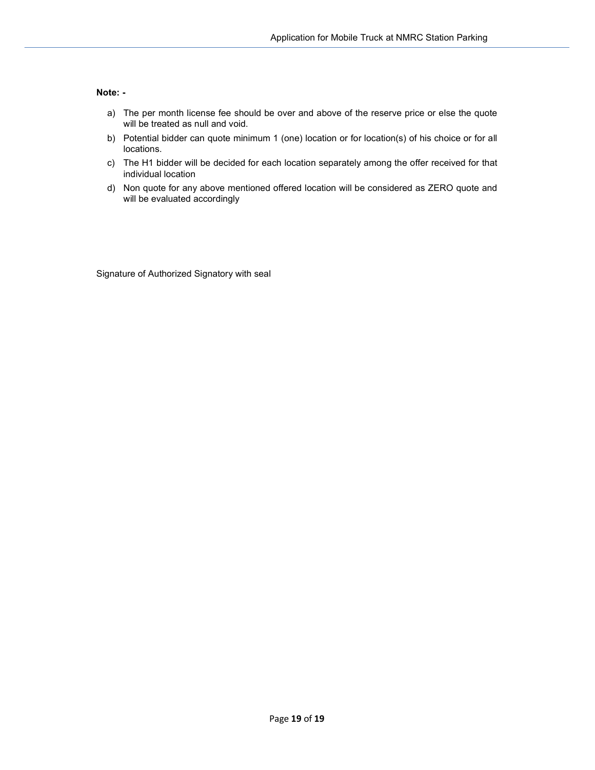**Note: -**

a) The per month license fee should be over and above of the reserve price or else the quote will be treated as null and void.

b) Potential bidder can quote minimum 1 (one) location or for location(s) of his choice or for all locations.

c) The H1 bidder will be decided for each location separately among the offer received for that individual location

d) Non quote for any above mentioned offered location will be considered as ZERO quote and will be evaluated accordingly

Signature of Authorized Signatory with seal